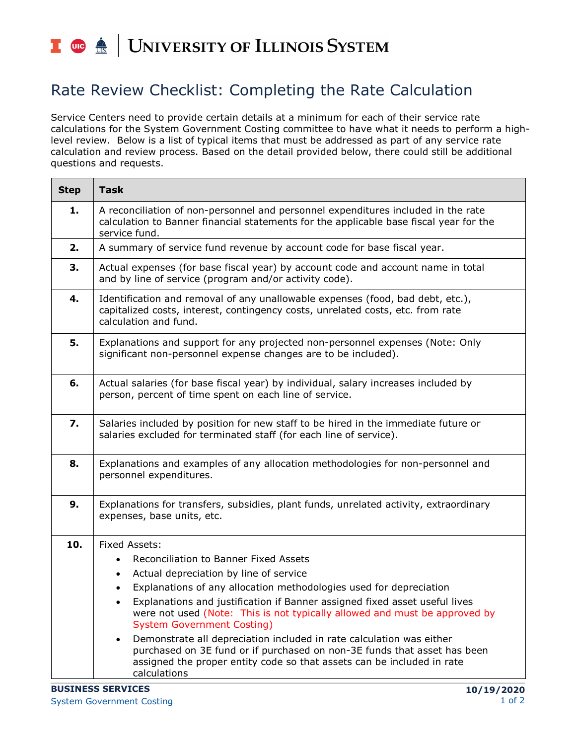# University of Illinois System

## Rate Review Checklist: Completing the Rate Calculation

Service Centers need to provide certain details at a minimum for each of their service rate calculations for the System Government Costing committee to have what it needs to perform a high-level review. Below is a list of typical items that must be addressed as part of any service rate calculation and review process. Based on the detail provided below, there could still be additional questions and requests.

| Step | Task |
|---|---|
| **1.** | A reconciliation of non-personnel and personnel expenditures included in the rate calculation to Banner financial statements for the applicable base fiscal year for the service fund. |
| **2.** | A summary of service fund revenue by account code for base fiscal year. |
| **3.** | Actual expenses (for base fiscal year) by account code and account name in total and by line of service (program and/or activity code). |
| **4.** | Identification and removal of any unallowable expenses (food, bad debt, etc.), capitalized costs, interest, contingency costs, unrelated costs, etc. from rate calculation and fund. |
| **5.** | Explanations and support for any projected non-personnel expenses (Note: Only significant non-personnel expense changes are to be included). |
| **6.** | Actual salaries (for base fiscal year) by individual, salary increases included by person, percent of time spent on each line of service. |
| **7.** | Salaries included by position for new staff to be hired in the immediate future or salaries excluded for terminated staff (for each line of service). |
| **8.** | Explanations and examples of any allocation methodologies for non-personnel and personnel expenditures. |
| **9.** | Explanations for transfers, subsidies, plant funds, unrelated activity, extraordinary expenses, base units, etc. |
| **10.** | Fixed Assets:<br>• Reconciliation to Banner Fixed Assets<br>• Actual depreciation by line of service<br>• Explanations of any allocation methodologies used for depreciation<br>• Explanations and justification if Banner assigned fixed asset useful lives were not used (Note: This is not typically allowed and must be approved by System Government Costing)<br>• Demonstrate all depreciation included in rate calculation was either purchased on 3E fund or if purchased on non-3E funds that asset has been assigned the proper entity code so that assets can be included in rate calculations |

**BUSINESS SERVICES**
System Government Costing

**10/19/2020**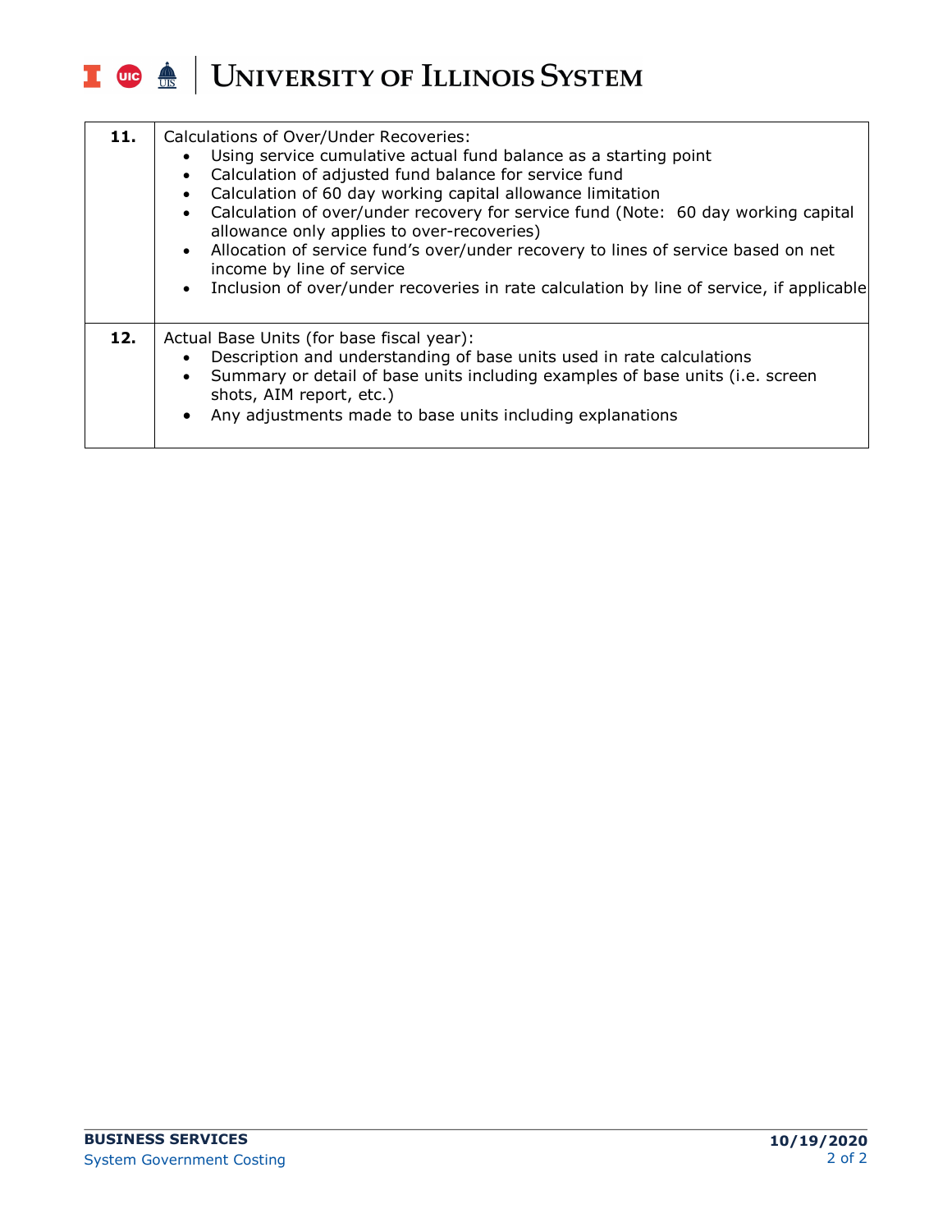| | |
|---|---|
| **11.** | Calculations of Over/Under Recoveries:<br>• Using service cumulative actual fund balance as a starting point<br>• Calculation of adjusted fund balance for service fund<br>• Calculation of 60 day working capital allowance limitation<br>• Calculation of over/under recovery for service fund (Note: 60 day working capital allowance only applies to over-recoveries)<br>• Allocation of service fund's over/under recovery to lines of service based on net income by line of service<br>• Inclusion of over/under recoveries in rate calculation by line of service, if applicable |
| **12.** | Actual Base Units (for base fiscal year):<br>• Description and understanding of base units used in rate calculations<br>• Summary or detail of base units including examples of base units (i.e. screen shots, AIM report, etc.)<br>• Any adjustments made to base units including explanations |